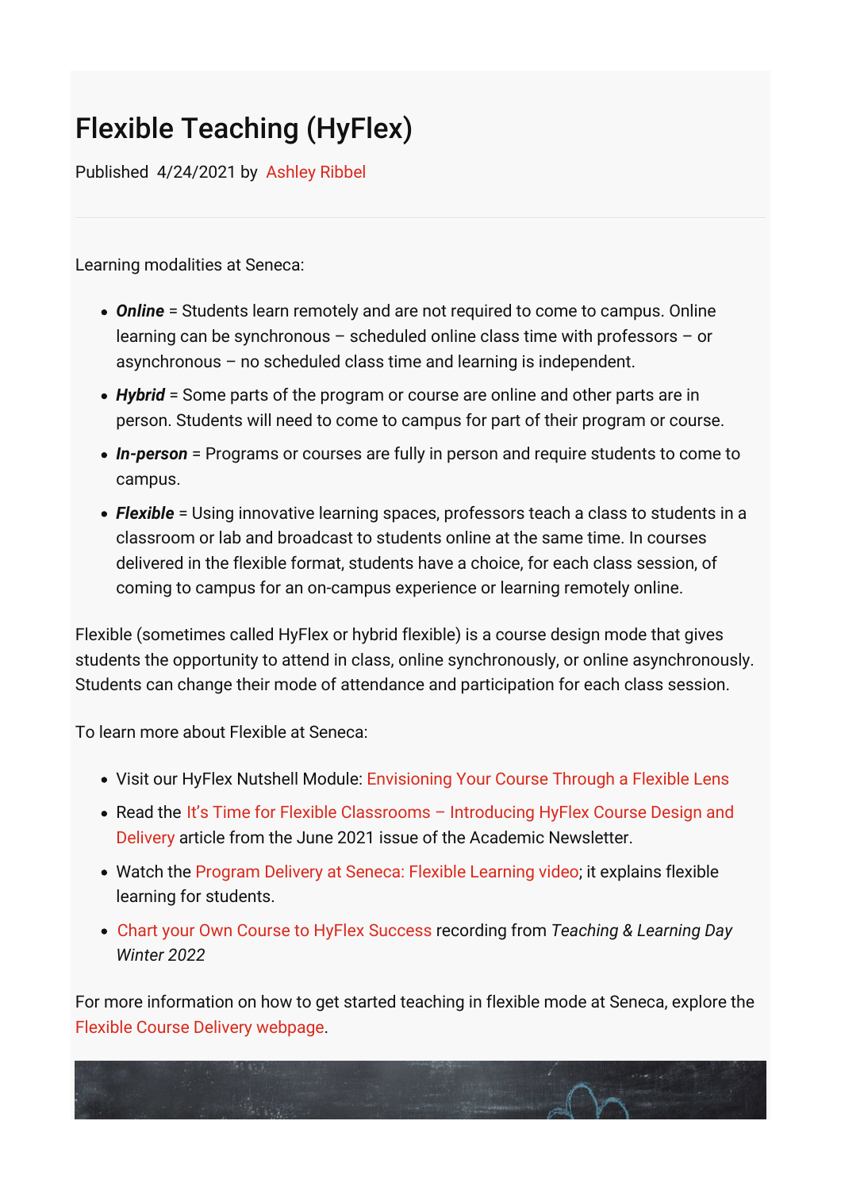# Flexible Teaching (HyFlex)

Published 4/24/2021 by Ashley Ribbel

Learning modalities at Seneca:

- ***Online*** = Students learn remotely and are not required to come to campus. Online learning can be synchronous – scheduled online class time with professors – or asynchronous – no scheduled class time and learning is independent.
- ***Hybrid*** = Some parts of the program or course are online and other parts are in person. Students will need to come to campus for part of their program or course.
- ***In-person*** = Programs or courses are fully in person and require students to come to campus.
- ***Flexible*** = Using innovative learning spaces, professors teach a class to students in a classroom or lab and broadcast to students online at the same time. In courses delivered in the flexible format, students have a choice, for each class session, of coming to campus for an on-campus experience or learning remotely online.

Flexible (sometimes called HyFlex or hybrid flexible) is a course design mode that gives students the opportunity to attend in class, online synchronously, or online asynchronously. Students can change their mode of attendance and participation for each class session.

To learn more about Flexible at Seneca:

- Visit our HyFlex Nutshell Module: Envisioning Your Course Through a Flexible Lens
- Read the It's Time for Flexible Classrooms – Introducing HyFlex Course Design and Delivery article from the June 2021 issue of the Academic Newsletter.
- Watch the Program Delivery at Seneca: Flexible Learning video; it explains flexible learning for students.
- Chart your Own Course to HyFlex Success recording from *Teaching & Learning Day Winter 2022*

For more information on how to get started teaching in flexible mode at Seneca, explore the Flexible Course Delivery webpage.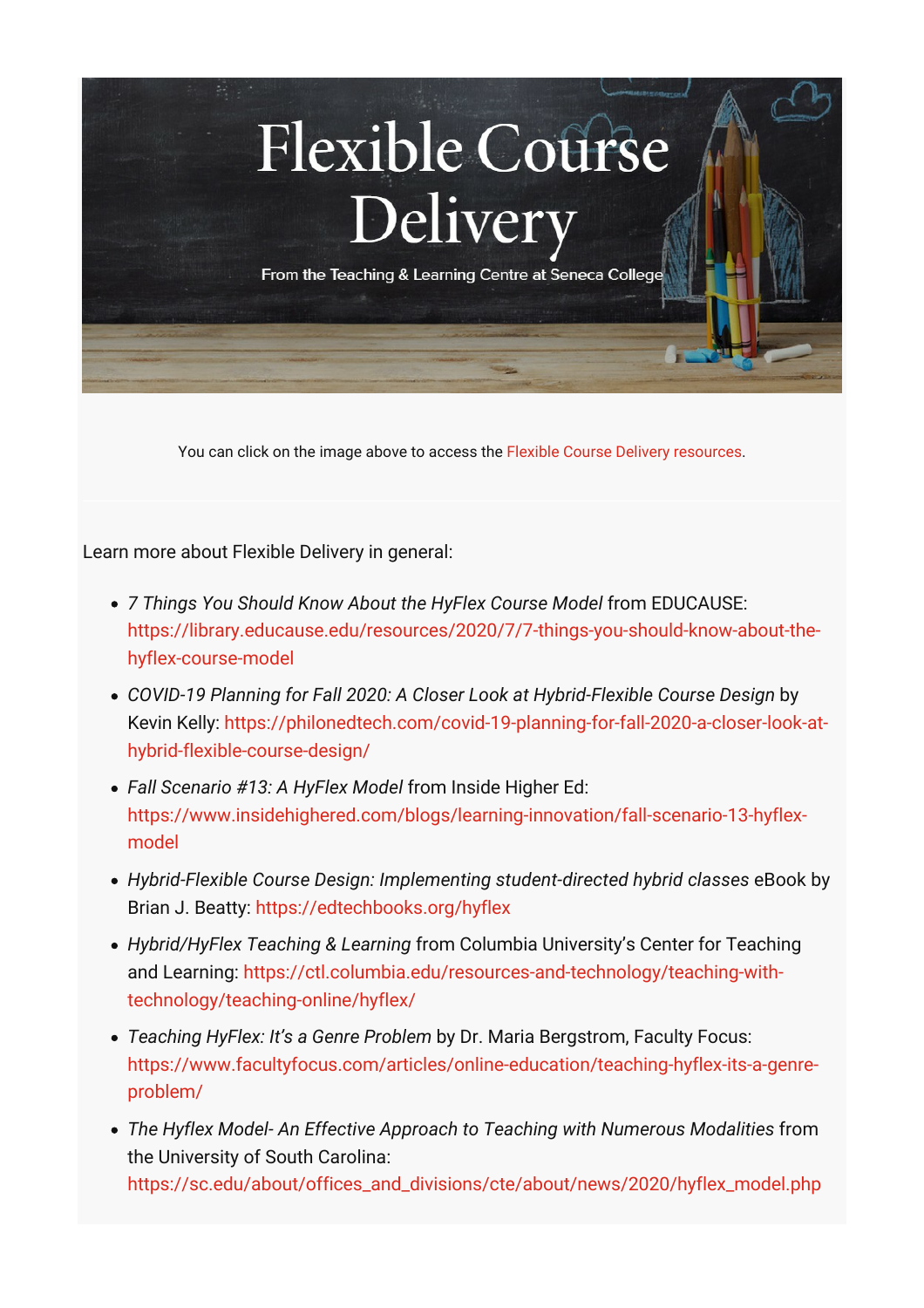# Flexible Course Delivery

From the Teaching & Learning Centre at Seneca College

You can click on the image above to access the Flexible Course Delivery resources.

Learn more about Flexible Delivery in general:

- *7 Things You Should Know About the HyFlex Course Model* from EDUCAUSE: https://library.educause.edu/resources/2020/7/7-things-you-should-know-about-the-hyflex-course-model
- *COVID-19 Planning for Fall 2020: A Closer Look at Hybrid-Flexible Course Design* by Kevin Kelly: https://philonedtech.com/covid-19-planning-for-fall-2020-a-closer-look-at-hybrid-flexible-course-design/
- *Fall Scenario #13: A HyFlex Model* from Inside Higher Ed: https://www.insidehighered.com/blogs/learning-innovation/fall-scenario-13-hyflex-model
- *Hybrid-Flexible Course Design: Implementing student-directed hybrid classes* eBook by Brian J. Beatty: https://edtechbooks.org/hyflex
- *Hybrid/HyFlex Teaching & Learning* from Columbia University's Center for Teaching and Learning: https://ctl.columbia.edu/resources-and-technology/teaching-with-technology/teaching-online/hyflex/
- *Teaching HyFlex: It's a Genre Problem* by Dr. Maria Bergstrom, Faculty Focus: https://www.facultyfocus.com/articles/online-education/teaching-hyflex-its-a-genre-problem/
- *The Hyflex Model- An Effective Approach to Teaching with Numerous Modalities* from the University of South Carolina: https://sc.edu/about/offices_and_divisions/cte/about/news/2020/hyflex_model.php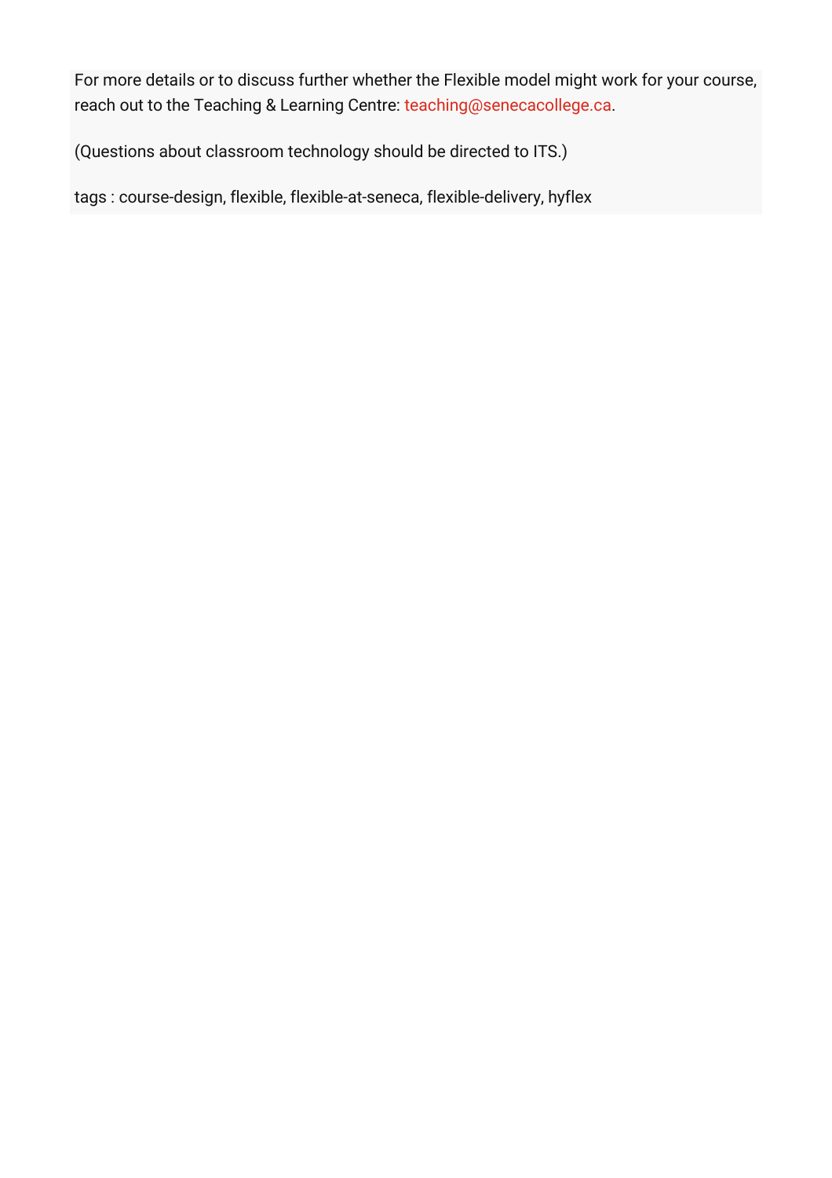For more details or to discuss further whether the Flexible model might work for your course, reach out to the Teaching & Learning Centre: teaching@senecacollege.ca.

(Questions about classroom technology should be directed to ITS.)

tags : course-design, flexible, flexible-at-seneca, flexible-delivery, hyflex